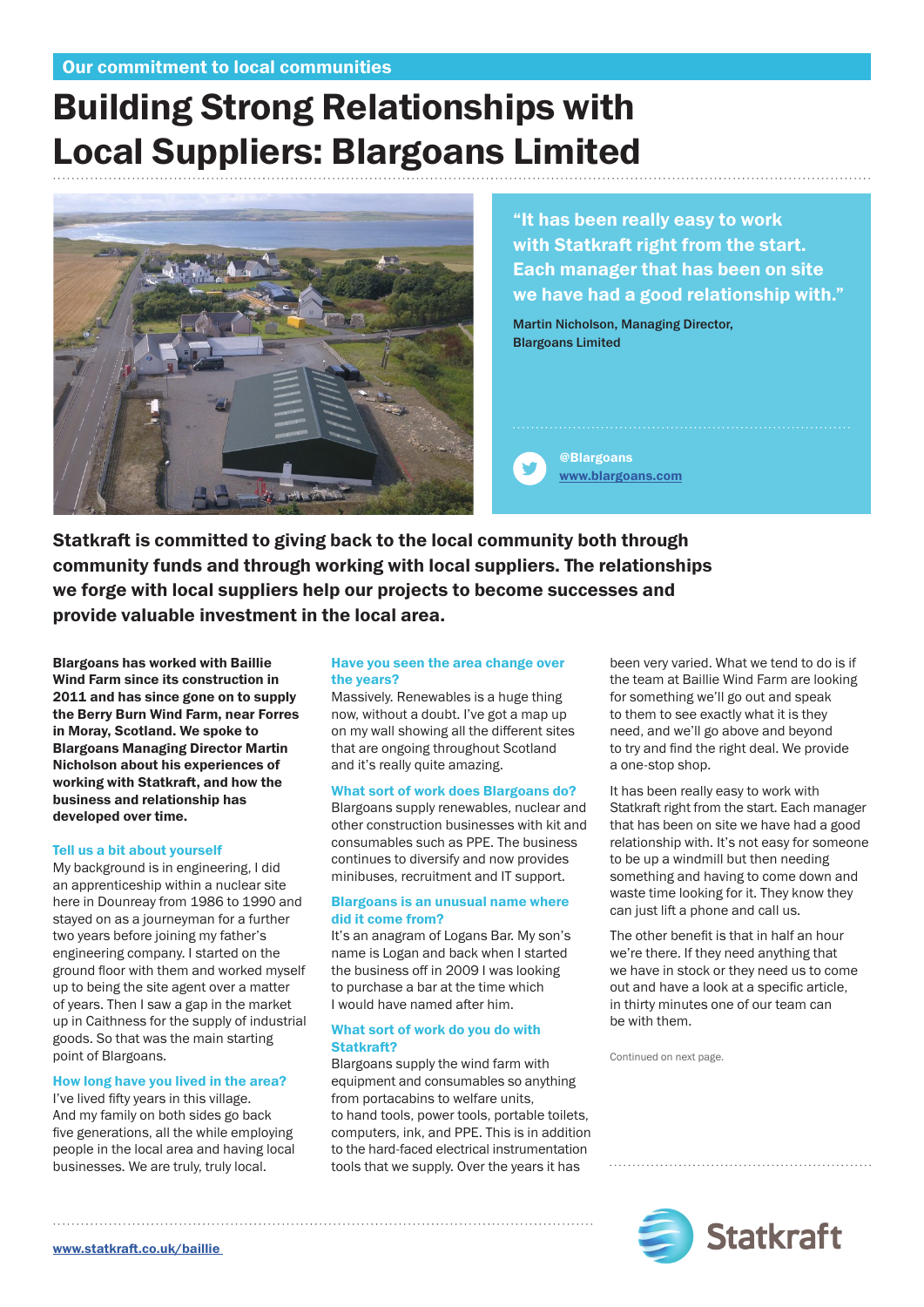Our commitment to local communities

# Building Strong Relationships with Local Suppliers: Blargoans Limited

> **"It has been really easy to work with Statkraft right from the start. Each manager that has been on site we have had a good relationship with."**
>
> Martin Nicholson, Managing Director, Blargoans Limited

@Blargoans
www.blargoans.com

**Statkraft is committed to giving back to the local community both through community funds and through working with local suppliers. The relationships we forge with local suppliers help our projects to become successes and provide valuable investment in the local area.**

**Blargoans has worked with Baillie Wind Farm since its construction in 2011 and has since gone on to supply the Berry Burn Wind Farm, near Forres in Moray, Scotland. We spoke to Blargoans Managing Director Martin Nicholson about his experiences of working with Statkraft, and how the business and relationship has developed over time.**

### Tell us a bit about yourself

My background is in engineering, I did an apprenticeship within a nuclear site here in Dounreay from 1986 to 1990 and stayed on as a journeyman for a further two years before joining my father's engineering company. I started on the ground floor with them and worked myself up to being the site agent over a matter of years. Then I saw a gap in the market up in Caithness for the supply of industrial goods. So that was the main starting point of Blargoans.

### How long have you lived in the area?

I've lived fifty years in this village. And my family on both sides go back five generations, all the while employing people in the local area and having local businesses. We are truly, truly local.

### Have you seen the area change over the years?

Massively. Renewables is a huge thing now, without a doubt. I've got a map up on my wall showing all the different sites that are ongoing throughout Scotland and it's really quite amazing.

### What sort of work does Blargoans do?

Blargoans supply renewables, nuclear and other construction businesses with kit and consumables such as PPE. The business continues to diversify and now provides minibuses, recruitment and IT support.

### Blargoans is an unusual name where did it come from?

It's an anagram of Logans Bar. My son's name is Logan and back when I started the business off in 2009 I was looking to purchase a bar at the time which I would have named after him.

### What sort of work do you do with Statkraft?

Blargoans supply the wind farm with equipment and consumables so anything from portacabins to welfare units, to hand tools, power tools, portable toilets, computers, ink, and PPE. This is in addition to the hard-faced electrical instrumentation tools that we supply. Over the years it has been very varied. What we tend to do is if the team at Baillie Wind Farm are looking for something we'll go out and speak to them to see exactly what it is they need, and we'll go above and beyond to try and find the right deal. We provide a one-stop shop.

It has been really easy to work with Statkraft right from the start. Each manager that has been on site we have had a good relationship with. It's not easy for someone to be up a windmill but then needing something and having to come down and waste time looking for it. They know they can just lift a phone and call us.

The other benefit is that in half an hour we're there. If they need anything that we have in stock or they need us to come out and have a look at a specific article, in thirty minutes one of our team can be with them.

Continued on next page.

www.statkraft.co.uk/baillie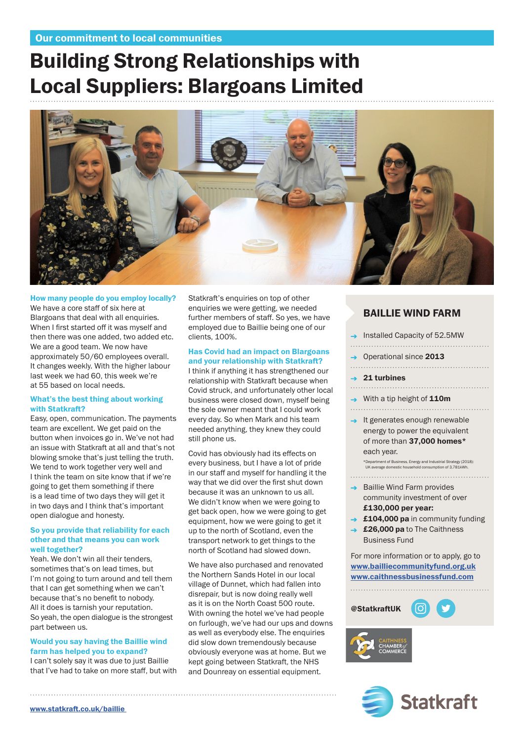Our commitment to local communities

# Building Strong Relationships with Local Suppliers: Blargoans Limited

**How many people do you employ locally?**
We have a core staff of six here at Blargoans that deal with all enquiries. When I first started off it was myself and then there was one added, two added etc. We are a good team. We now have approximately 50/60 employees overall. It changes weekly. With the higher labour last week we had 60, this week we're at 55 based on local needs.

**What's the best thing about working with Statkraft?**
Easy, open, communication. The payments team are excellent. We get paid on the button when invoices go in. We've not had an issue with Statkraft at all and that's not blowing smoke that's just telling the truth. We tend to work together very well and I think the team on site know that if we're going to get them something if there is a lead time of two days they will get it in two days and I think that's important open dialogue and honesty.

**So you provide that reliability for each other and that means you can work well together?**
Yeah. We don't win all their tenders, sometimes that's on lead times, but I'm not going to turn around and tell them that I can get something when we can't because there's no benefit to nobody. All it does is tarnish your reputation. So yeah, the open dialogue is the strongest part between us.

**Would you say having the Baillie wind farm has helped you to expand?**
I can't solely say it was due to just Baillie that I've had to take on more staff, but with Statkraft's enquiries on top of other enquiries we were getting, we needed further members of staff. So yes, we have employed due to Baillie being one of our clients, 100%.

**Has Covid had an impact on Blargoans and your relationship with Statkraft?**
I think if anything it has strengthened our relationship with Statkraft because when Covid struck, and unfortunately other local business were closed down, myself being the sole owner meant that I could work every day. So when Mark and his team needed anything, they knew they could still phone us.

Covid has obviously had its effects on every business, but I have a lot of pride in our staff and myself for handling it the way that we did over the first shut down because it was an unknown to us all. We didn't know when we were going to get back open, how we were going to get equipment, how we were going to get it up to the north of Scotland, even the transport network to get things to the north of Scotland had slowed down.

We have also purchased and renovated the Northern Sands Hotel in our local village of Dunnet, which had fallen into disrepair, but is now doing really well as it is on the North Coast 500 route. With owning the hotel we've had people on furlough, we've had our ups and downs as well as everybody else. The enquiries did slow down tremendously because obviously everyone was at home. But we kept going between Statkraft, the NHS and Dounreay on essential equipment.

## BAILLIE WIND FARM

- Installed Capacity of 52.5MW
- Operational since **2013**
- **21 turbines**
- With a tip height of **110m**
- It generates enough renewable energy to power the equivalent of more than **37,000 homes*** each year.

*Department of Business, Energy and Industrial Strategy (2018): UK average domestic household consumption of 3,781kWh.

- Baillie Wind Farm provides community investment of over **£130,000 per year:**
- **£104,000 pa** in community funding
- **£26,000 pa** to The Caithness Business Fund

For more information or to apply, go to
www.bailliecommunityfund.org.uk
www.caithnessbusinessfund.com

@StatkraftUK

CAITHNESS CHAMBER of COMMERCE

Statkraft

www.statkraft.co.uk/baillie